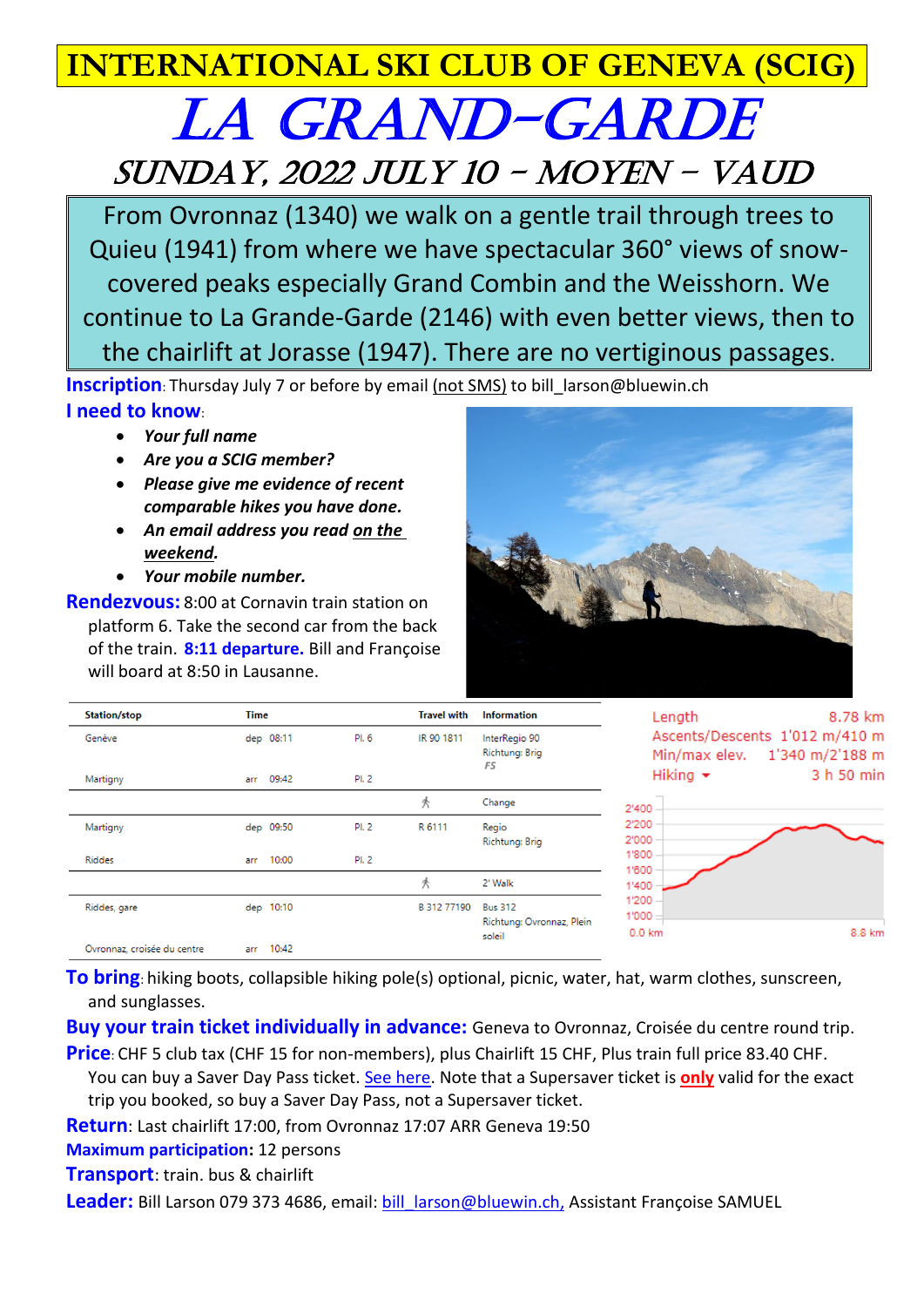# INTERNATIONAL SKI CLUB OF GENEVA (SCIG)

# LA GRAND-GARDE

## SUNDAY, 2022 JULY 10 – MOYEN – VAUD

From Ovronnaz (1340) we walk on a gentle trail through trees to Quieu (1941) from where we have spectacular 360° views of snow-covered peaks especially Grand Combin and the Weisshorn. We continue to La Grande-Garde (2146) with even better views, then to the chairlift at Jorasse (1947). There are no vertiginous passages.

**Inscription**: Thursday July 7 or before by email (not SMS) to bill_larson@bluewin.ch

**I need to know**:

- ***Your full name***
- ***Are you a SCIG member?***
- ***Please give me evidence of recent comparable hikes you have done.***
- ***An email address you read on the weekend.***
- ***Your mobile number.***

**Rendezvous:** 8:00 at Cornavin train station on platform 6. Take the second car from the back of the train. **8:11 departure.** Bill and Françoise will board at 8:50 in Lausanne.

| Station/stop | Time | | Travel with | Information |
|---|---|---|---|---|
| Genève | dep 08:11 | Pl. 6 | IR 90 1811 | InterRegio 90 Richtung: Brig FS |
| Martigny | arr 09:42 | Pl. 2 | | |
| | | | | Change |
| Martigny | dep 09:50 | Pl. 2 | R 6111 | Regio Richtung: Brig |
| Riddes | arr 10:00 | Pl. 2 | | |
| | | | | 2' Walk |
| Riddes, gare | dep 10:10 | | B 312 77190 | Bus 312 Richtung: Ovronnaz, Plein soleil |
| Ovronnaz, croisée du centre | arr 10:42 | | | |

| | |
|---|---|
| Length | 8.78 km |
| Ascents/Descents | 1'012 m/410 m |
| Min/max elev. | 1'340 m/2'188 m |
| Hiking | 3 h 50 min |

**To bring**: hiking boots, collapsible hiking pole(s) optional, picnic, water, hat, warm clothes, sunscreen, and sunglasses.

**Buy your train ticket individually in advance:** Geneva to Ovronnaz, Croisée du centre round trip.

**Price**: CHF 5 club tax (CHF 15 for non-members), plus Chairlift 15 CHF, Plus train full price 83.40 CHF. You can buy a Saver Day Pass ticket. See here. Note that a Supersaver ticket is **only** valid for the exact trip you booked, so buy a Saver Day Pass, not a Supersaver ticket.

**Return**: Last chairlift 17:00, from Ovronnaz 17:07 ARR Geneva 19:50

**Maximum participation:** 12 persons

**Transport**: train. bus & chairlift

**Leader:** Bill Larson 079 373 4686, email: bill_larson@bluewin.ch, Assistant Françoise SAMUEL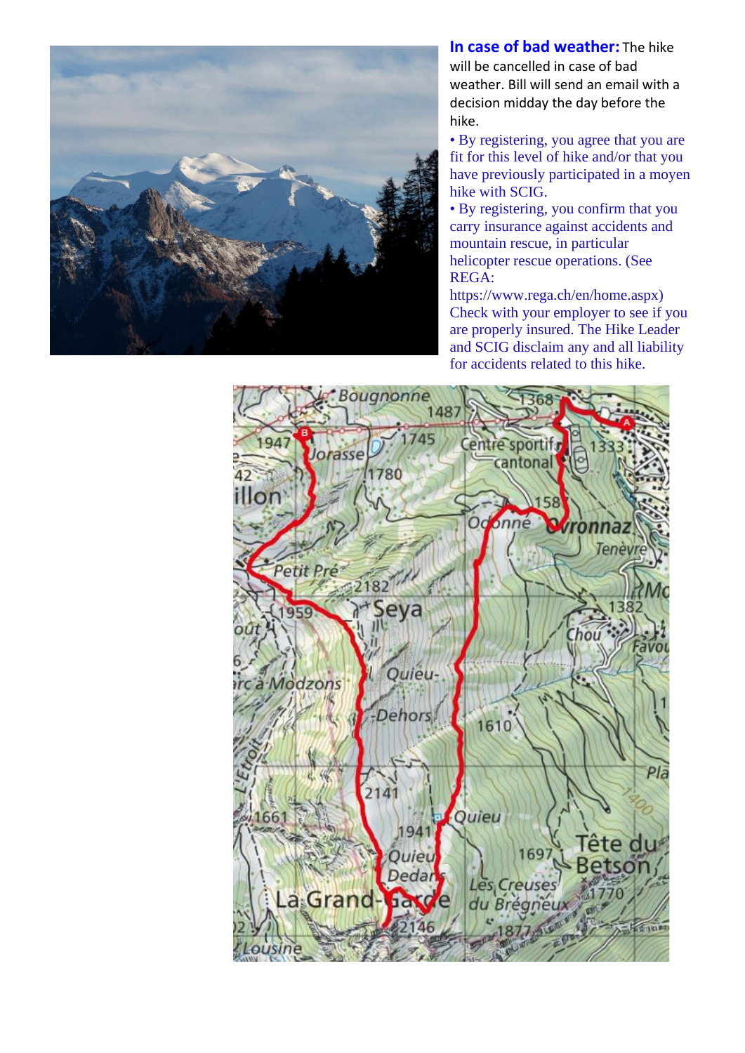**In case of bad weather:** The hike will be cancelled in case of bad weather. Bill will send an email with a decision midday the day before the hike.

- By registering, you agree that you are fit for this level of hike and/or that you have previously participated in a moyen hike with SCIG.
- By registering, you confirm that you carry insurance against accidents and mountain rescue, in particular helicopter rescue operations. (See REGA: https://www.rega.ch/en/home.aspx) Check with your employer to see if you are properly insured. The Hike Leader and SCIG disclaim any and all liability for accidents related to this hike.